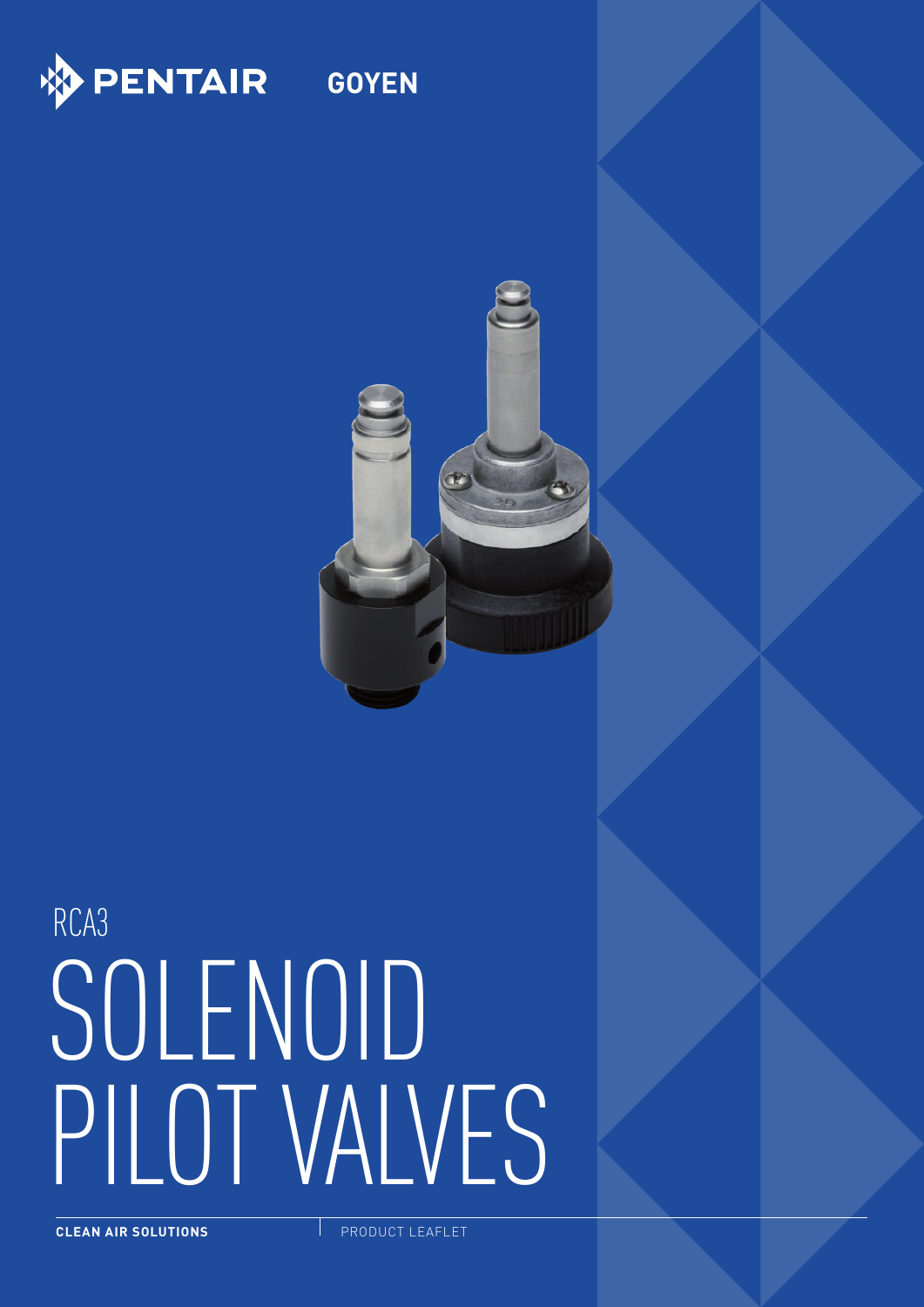PENTAIR GOYEN

RCA3

# SOLENOID PILOT VALVES

**CLEAN AIR SOLUTIONS** PRODUCT LEAFLET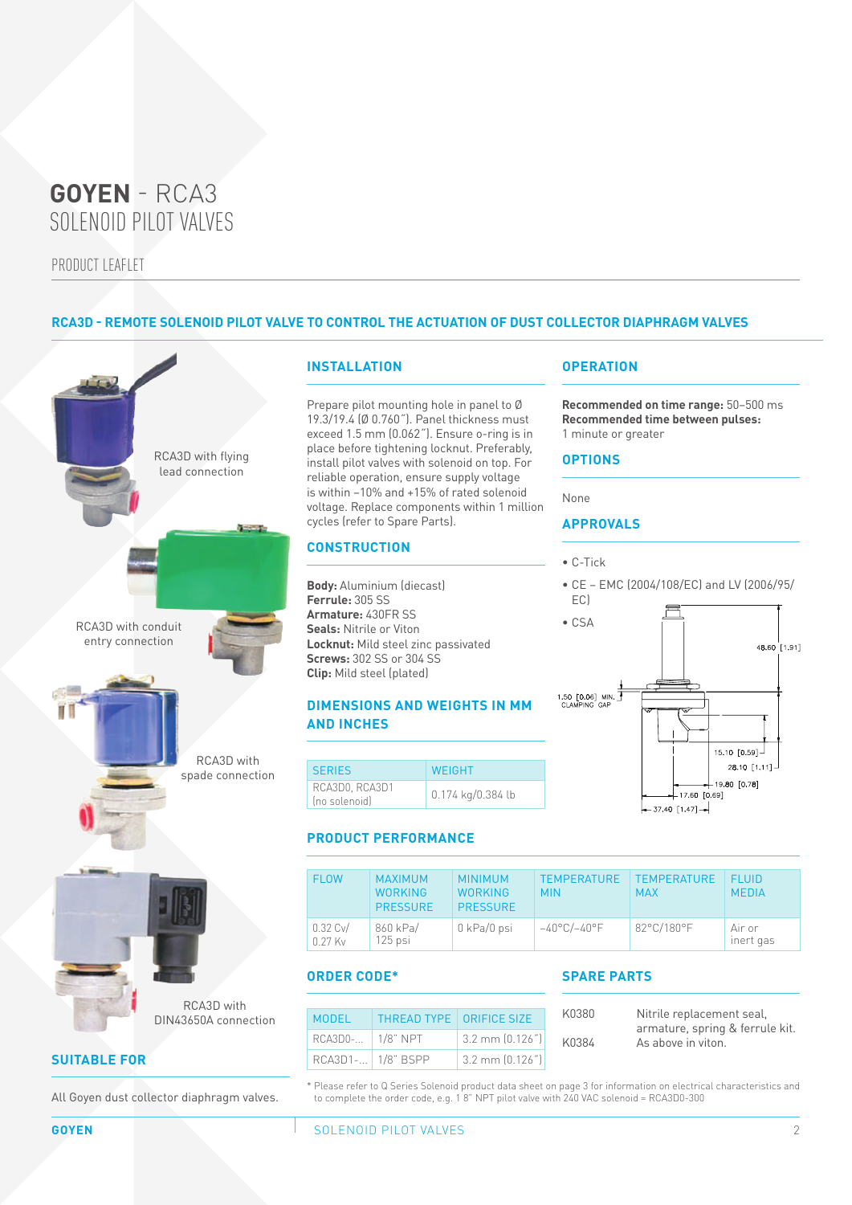# GOYEN - RCA3
SOLENOID PILOT VALVES

PRODUCT LEAFLET

## RCA3D - REMOTE SOLENOID PILOT VALVE TO CONTROL THE ACTUATION OF DUST COLLECTOR DIAPHRAGM VALVES

RCA3D with flying lead connection

RCA3D with conduit entry connection

RCA3D with spade connection

RCA3D with DIN43650A connection

### SUITABLE FOR

All Goyen dust collector diaphragm valves.

### INSTALLATION

Prepare pilot mounting hole in panel to Ø 19.3/19.4 (Ø 0.760"). Panel thickness must exceed 1.5 mm (0.062"). Ensure o-ring is in place before tightening locknut. Preferably, install pilot valves with solenoid on top. For reliable operation, ensure supply voltage is within –10% and +15% of rated solenoid voltage. Replace components within 1 million cycles (refer to Spare Parts).

### CONSTRUCTION

**Body:** Aluminium (diecast)
**Ferrule:** 305 SS
**Armature:** 430FR SS
**Seals:** Nitrile or Viton
**Locknut:** Mild steel zinc passivated
**Screws:** 302 SS or 304 SS
**Clip:** Mild steel (plated)

### DIMENSIONS AND WEIGHTS IN MM AND INCHES

| SERIES | WEIGHT |
|---|---|
| RCA3D0, RCA3D1 (no solenoid) | 0.174 kg/0.384 lb |

### OPERATION

**Recommended on time range:** 50–500 ms
**Recommended time between pulses:** 1 minute or greater

### OPTIONS

None

### APPROVALS

- C-Tick
- CE – EMC (2004/108/EC) and LV (2006/95/EC)
- CSA

48.60 [1.91]
1.50 [0.06] MIN. CLAMPING GAP
15.10 [0.59]
28.10 [1.11]
19.80 [0.78]
17.60 [0.69]
37.40 [1.47]

### PRODUCT PERFORMANCE

| FLOW | MAXIMUM WORKING PRESSURE | MINIMUM WORKING PRESSURE | TEMPERATURE MIN | TEMPERATURE MAX | FLUID MEDIA |
|---|---|---|---|---|---|
| 0.32 Cv/ 0.27 Kv | 860 kPa/ 125 psi | 0 kPa/0 psi | -40°C/-40°F | 82°C/180°F | Air or inert gas |

### ORDER CODE*

| MODEL | THREAD TYPE | ORIFICE SIZE |
|---|---|---|
| RCA3D0-... | 1/8" NPT | 3.2 mm (0.126") |
| RCA3D1-... | 1/8" BSPP | 3.2 mm (0.126") |

### SPARE PARTS

| | |
|---|---|
| K0380 | Nitrile replacement seal, armature, spring & ferrule kit. |
| K0384 | As above in viton. |

\* Please refer to Q Series Solenoid product data sheet on page 3 for information on electrical characteristics and to complete the order code, e.g. 1 8" NPT pilot valve with 240 VAC solenoid = RCA3D0-300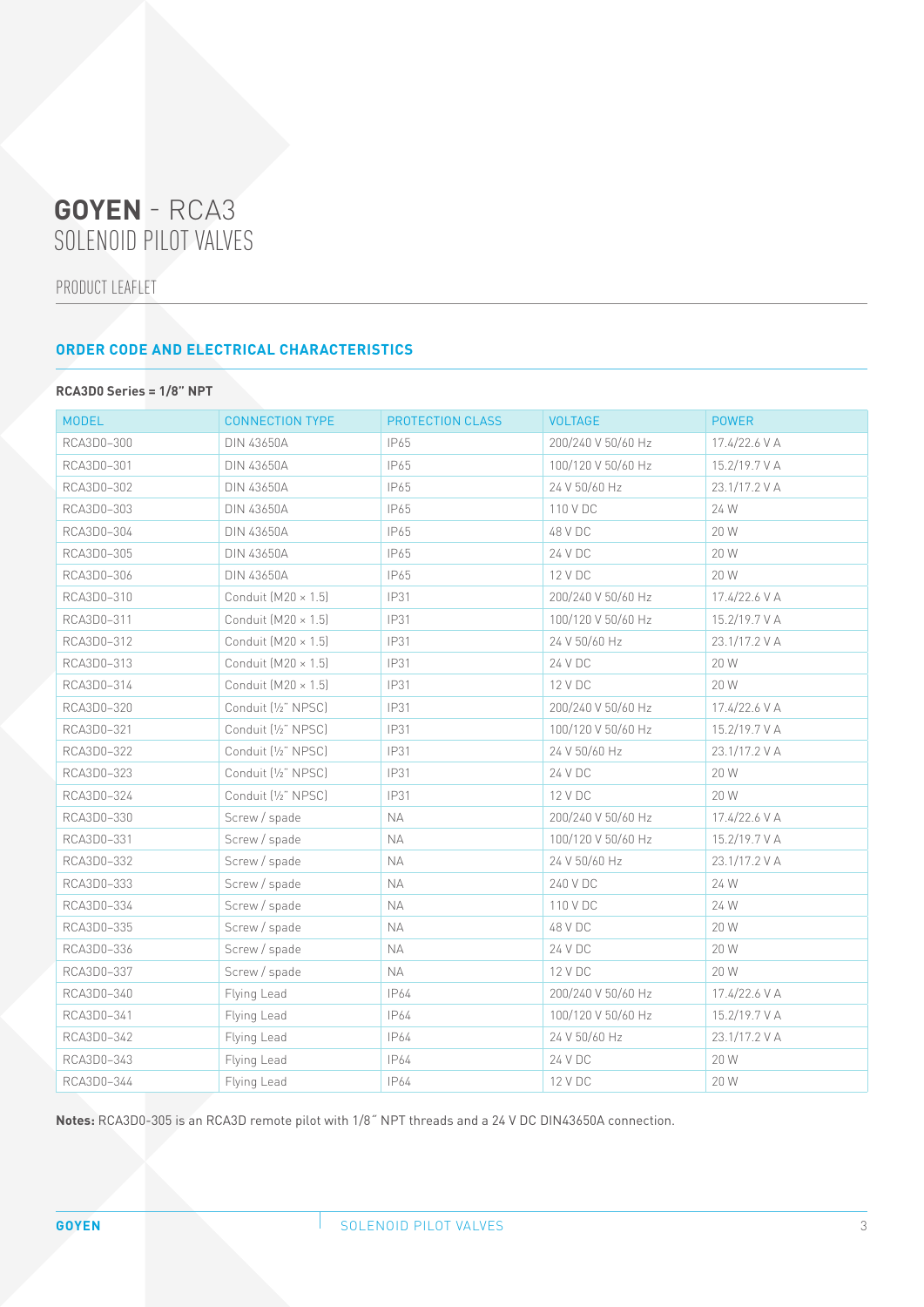# **GOYEN** - RCA3 SOLENOID PILOT VALVES

PRODUCT LEAFLET

## ORDER CODE AND ELECTRICAL CHARACTERISTICS

**RCA3D0 Series = 1/8" NPT**

| MODEL | CONNECTION TYPE | PROTECTION CLASS | VOLTAGE | POWER |
|---|---|---|---|---|
| RCA3D0-300 | DIN 43650A | IP65 | 200/240 V 50/60 Hz | 17.4/22.6 V A |
| RCA3D0-301 | DIN 43650A | IP65 | 100/120 V 50/60 Hz | 15.2/19.7 V A |
| RCA3D0-302 | DIN 43650A | IP65 | 24 V 50/60 Hz | 23.1/17.2 V A |
| RCA3D0-303 | DIN 43650A | IP65 | 110 V DC | 24 W |
| RCA3D0-304 | DIN 43650A | IP65 | 48 V DC | 20 W |
| RCA3D0-305 | DIN 43650A | IP65 | 24 V DC | 20 W |
| RCA3D0-306 | DIN 43650A | IP65 | 12 V DC | 20 W |
| RCA3D0-310 | Conduit (M20 × 1.5) | IP31 | 200/240 V 50/60 Hz | 17.4/22.6 V A |
| RCA3D0-311 | Conduit (M20 × 1.5) | IP31 | 100/120 V 50/60 Hz | 15.2/19.7 V A |
| RCA3D0-312 | Conduit (M20 × 1.5) | IP31 | 24 V 50/60 Hz | 23.1/17.2 V A |
| RCA3D0-313 | Conduit (M20 × 1.5) | IP31 | 24 V DC | 20 W |
| RCA3D0-314 | Conduit (M20 × 1.5) | IP31 | 12 V DC | 20 W |
| RCA3D0-320 | Conduit (½" NPSC) | IP31 | 200/240 V 50/60 Hz | 17.4/22.6 V A |
| RCA3D0-321 | Conduit (½" NPSC) | IP31 | 100/120 V 50/60 Hz | 15.2/19.7 V A |
| RCA3D0-322 | Conduit (½" NPSC) | IP31 | 24 V 50/60 Hz | 23.1/17.2 V A |
| RCA3D0-323 | Conduit (½" NPSC) | IP31 | 24 V DC | 20 W |
| RCA3D0-324 | Conduit (½" NPSC) | IP31 | 12 V DC | 20 W |
| RCA3D0-330 | Screw / spade | NA | 200/240 V 50/60 Hz | 17.4/22.6 V A |
| RCA3D0-331 | Screw / spade | NA | 100/120 V 50/60 Hz | 15.2/19.7 V A |
| RCA3D0-332 | Screw / spade | NA | 24 V 50/60 Hz | 23.1/17.2 V A |
| RCA3D0-333 | Screw / spade | NA | 240 V DC | 24 W |
| RCA3D0-334 | Screw / spade | NA | 110 V DC | 24 W |
| RCA3D0-335 | Screw / spade | NA | 48 V DC | 20 W |
| RCA3D0-336 | Screw / spade | NA | 24 V DC | 20 W |
| RCA3D0-337 | Screw / spade | NA | 12 V DC | 20 W |
| RCA3D0-340 | Flying Lead | IP64 | 200/240 V 50/60 Hz | 17.4/22.6 V A |
| RCA3D0-341 | Flying Lead | IP64 | 100/120 V 50/60 Hz | 15.2/19.7 V A |
| RCA3D0-342 | Flying Lead | IP64 | 24 V 50/60 Hz | 23.1/17.2 V A |
| RCA3D0-343 | Flying Lead | IP64 | 24 V DC | 20 W |
| RCA3D0-344 | Flying Lead | IP64 | 12 V DC | 20 W |

**Notes:** RCA3D0-305 is an RCA3D remote pilot with 1/8˝ NPT threads and a 24 V DC DIN43650A connection.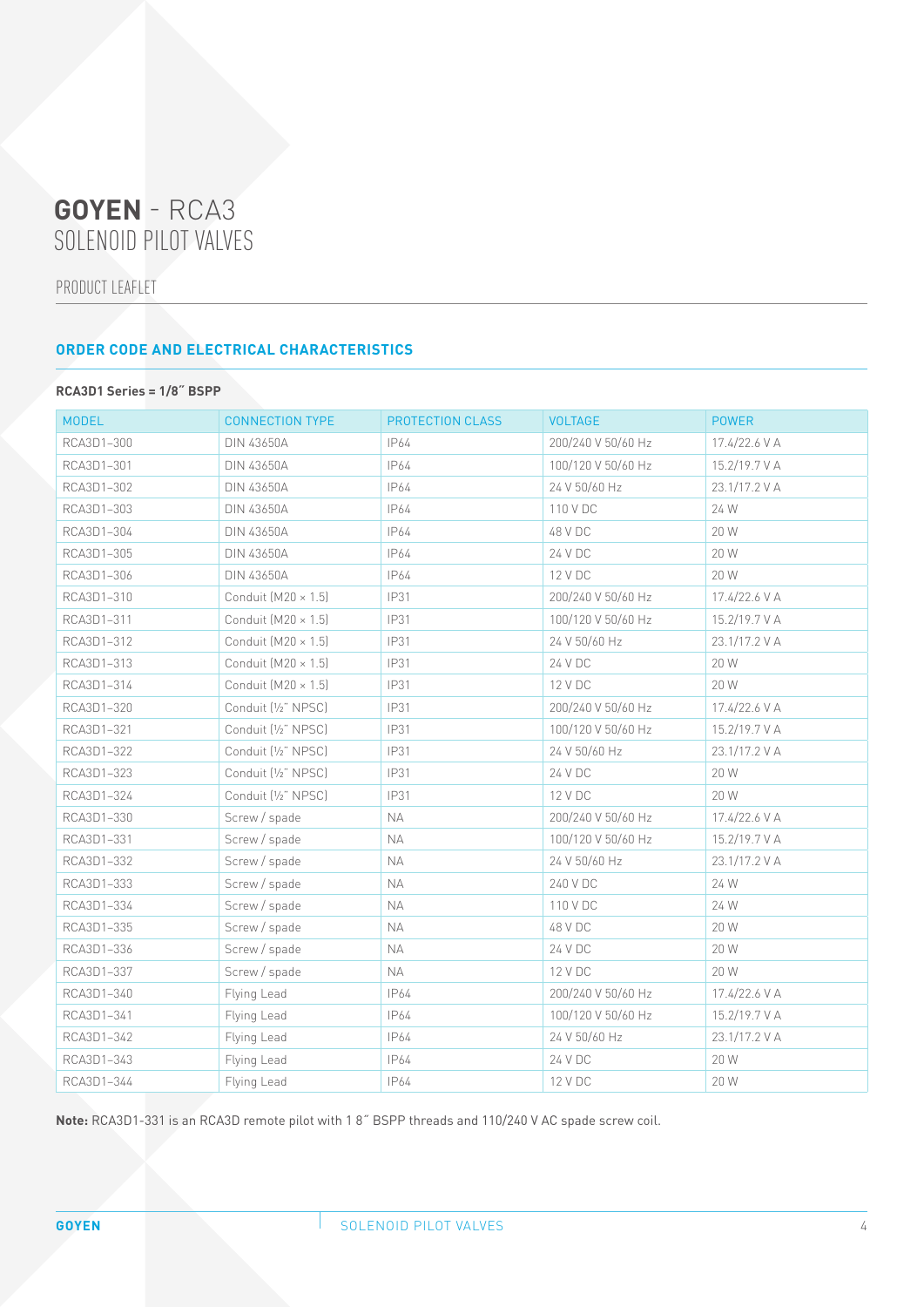# **GOYEN** - RCA3
SOLENOID PILOT VALVES

PRODUCT LEAFLET

## ORDER CODE AND ELECTRICAL CHARACTERISTICS

**RCA3D1 Series = 1/8˝ BSPP**

| MODEL | CONNECTION TYPE | PROTECTION CLASS | VOLTAGE | POWER |
|---|---|---|---|---|
| RCA3D1-300 | DIN 43650A | IP64 | 200/240 V 50/60 Hz | 17.4/22.6 V A |
| RCA3D1-301 | DIN 43650A | IP64 | 100/120 V 50/60 Hz | 15.2/19.7 V A |
| RCA3D1-302 | DIN 43650A | IP64 | 24 V 50/60 Hz | 23.1/17.2 V A |
| RCA3D1-303 | DIN 43650A | IP64 | 110 V DC | 24 W |
| RCA3D1-304 | DIN 43650A | IP64 | 48 V DC | 20 W |
| RCA3D1-305 | DIN 43650A | IP64 | 24 V DC | 20 W |
| RCA3D1-306 | DIN 43650A | IP64 | 12 V DC | 20 W |
| RCA3D1-310 | Conduit (M20 × 1.5) | IP31 | 200/240 V 50/60 Hz | 17.4/22.6 V A |
| RCA3D1-311 | Conduit (M20 × 1.5) | IP31 | 100/120 V 50/60 Hz | 15.2/19.7 V A |
| RCA3D1-312 | Conduit (M20 × 1.5) | IP31 | 24 V 50/60 Hz | 23.1/17.2 V A |
| RCA3D1-313 | Conduit (M20 × 1.5) | IP31 | 24 V DC | 20 W |
| RCA3D1-314 | Conduit (M20 × 1.5) | IP31 | 12 V DC | 20 W |
| RCA3D1-320 | Conduit (½˝ NPSC) | IP31 | 200/240 V 50/60 Hz | 17.4/22.6 V A |
| RCA3D1-321 | Conduit (½˝ NPSC) | IP31 | 100/120 V 50/60 Hz | 15.2/19.7 V A |
| RCA3D1-322 | Conduit (½˝ NPSC) | IP31 | 24 V 50/60 Hz | 23.1/17.2 V A |
| RCA3D1-323 | Conduit (½˝ NPSC) | IP31 | 24 V DC | 20 W |
| RCA3D1-324 | Conduit (½˝ NPSC) | IP31 | 12 V DC | 20 W |
| RCA3D1-330 | Screw / spade | NA | 200/240 V 50/60 Hz | 17.4/22.6 V A |
| RCA3D1-331 | Screw / spade | NA | 100/120 V 50/60 Hz | 15.2/19.7 V A |
| RCA3D1-332 | Screw / spade | NA | 24 V 50/60 Hz | 23.1/17.2 V A |
| RCA3D1-333 | Screw / spade | NA | 240 V DC | 24 W |
| RCA3D1-334 | Screw / spade | NA | 110 V DC | 24 W |
| RCA3D1-335 | Screw / spade | NA | 48 V DC | 20 W |
| RCA3D1-336 | Screw / spade | NA | 24 V DC | 20 W |
| RCA3D1-337 | Screw / spade | NA | 12 V DC | 20 W |
| RCA3D1-340 | Flying Lead | IP64 | 200/240 V 50/60 Hz | 17.4/22.6 V A |
| RCA3D1-341 | Flying Lead | IP64 | 100/120 V 50/60 Hz | 15.2/19.7 V A |
| RCA3D1-342 | Flying Lead | IP64 | 24 V 50/60 Hz | 23.1/17.2 V A |
| RCA3D1-343 | Flying Lead | IP64 | 24 V DC | 20 W |
| RCA3D1-344 | Flying Lead | IP64 | 12 V DC | 20 W |

**Note:** RCA3D1-331 is an RCA3D remote pilot with 1 8˝ BSPP threads and 110/240 V AC spade screw coil.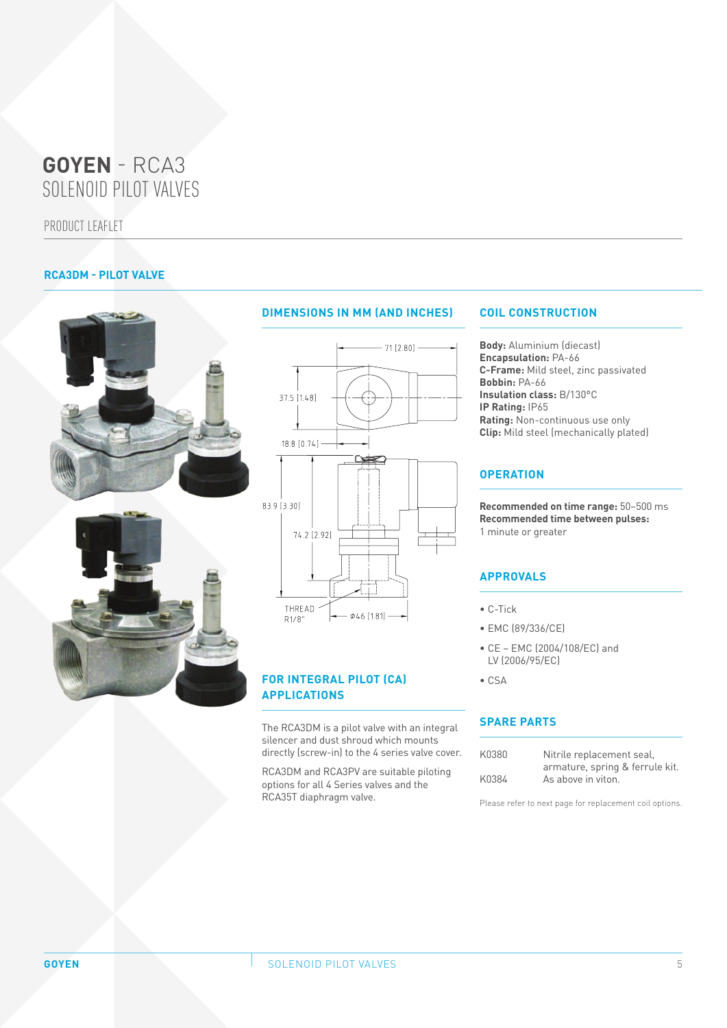# GOYEN - RCA3
# SOLENOID PILOT VALVES

PRODUCT LEAFLET

## RCA3DM - PILOT VALVE

### DIMENSIONS IN MM (AND INCHES)

71 [2.80]
37.5 [1.48]
18.8 [0.74]
83.9 [3.30]
74.2 [2.92]
THREAD R1/8"
Ø46 [1.81]

### FOR INTEGRAL PILOT (CA) APPLICATIONS

The RCA3DM is a pilot valve with an integral silencer and dust shroud which mounts directly (screw-in) to the 4 series valve cover.

RCA3DM and RCA3PV are suitable piloting options for all 4 Series valves and the RCA35T diaphragm valve.

### COIL CONSTRUCTION

**Body:** Aluminium (diecast)
**Encapsulation:** PA-66
**C-Frame:** Mild steel, zinc passivated
**Bobbin:** PA-66
**Insulation class:** B/130°C
**IP Rating:** IP65
**Rating:** Non-continuous use only
**Clip:** Mild steel (mechanically plated)

### OPERATION

**Recommended on time range:** 50–500 ms
**Recommended time between pulses:** 1 minute or greater

### APPROVALS

- C-Tick
- EMC (89/336/CE)
- CE – EMC (2004/108/EC) and LV (2006/95/EC)
- CSA

### SPARE PARTS

| | |
|---|---|
| K0380 | Nitrile replacement seal, armature, spring & ferrule kit. |
| K0384 | As above in viton. |

Please refer to next page for replacement coil options.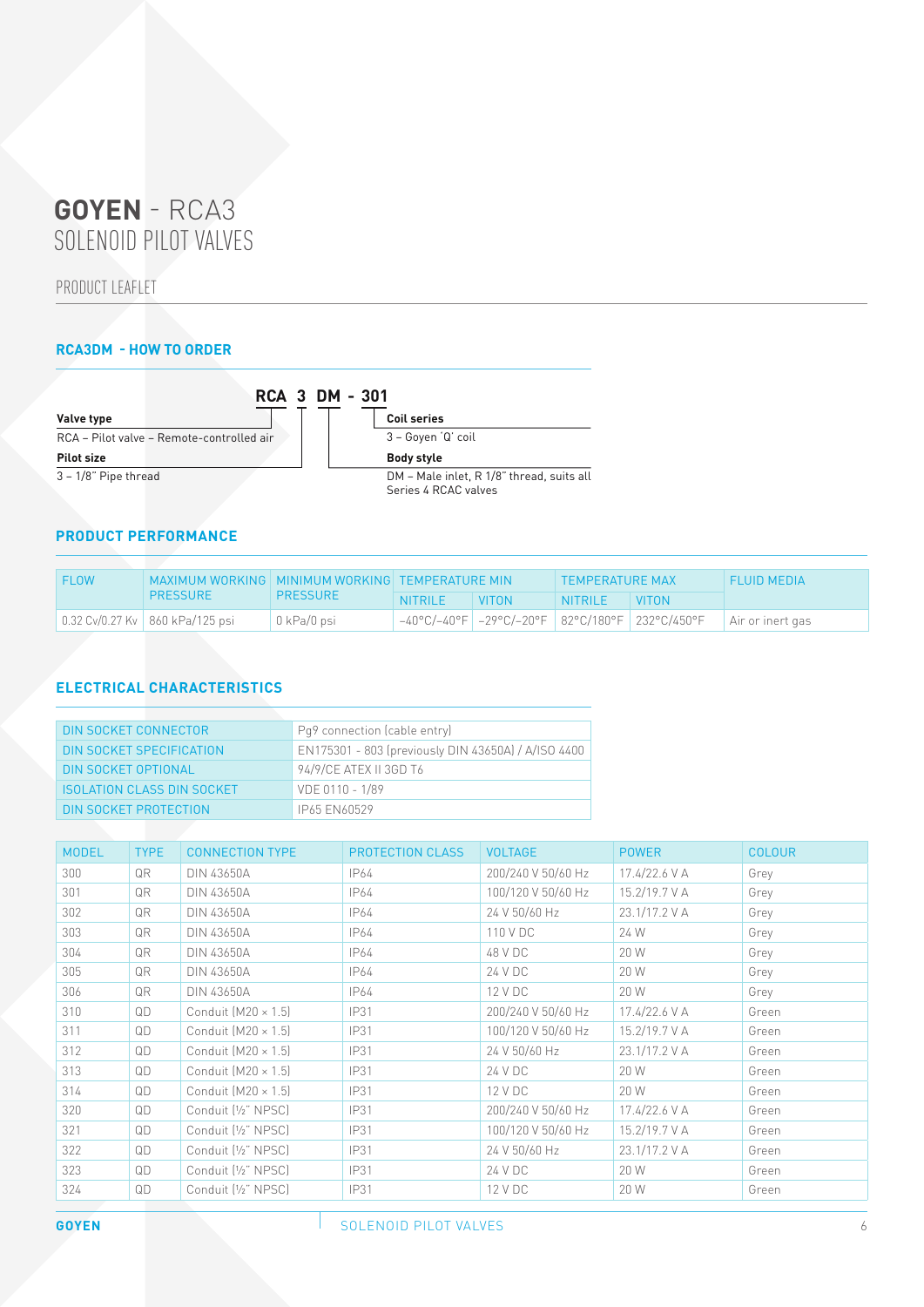# GOYEN - RCA3

## SOLENOID PILOT VALVES

PRODUCT LEAFLET

### RCA3DM - HOW TO ORDER

**RCA 3 DM - 301**

**Valve type**
RCA – Pilot valve – Remote-controlled air

**Pilot size**
3 – 1/8" Pipe thread

**Coil series**
3 – Goyen 'Q' coil

**Body style**
DM – Male inlet, R 1/8" thread, suits all Series 4 RCAC valves

### PRODUCT PERFORMANCE

| FLOW | MAXIMUM WORKING PRESSURE | MINIMUM WORKING PRESSURE | TEMPERATURE MIN | | TEMPERATURE MAX | | FLUID MEDIA |
|---|---|---|---|---|---|---|---|
| | | | NITRILE | VITON | NITRILE | VITON | |
| 0.32 Cv/0.27 Kv | 860 kPa/125 psi | 0 kPa/0 psi | −40°C/−40°F | −29°C/−20°F | 82°C/180°F | 232°C/450°F | Air or inert gas |

### ELECTRICAL CHARACTERISTICS

| DIN SOCKET CONNECTOR | Pg9 connection (cable entry) |
|---|---|
| DIN SOCKET SPECIFICATION | EN175301 - 803 (previously DIN 43650A) / A/ISO 4400 |
| DIN SOCKET OPTIONAL | 94/9/CE ATEX II 3GD T6 |
| ISOLATION CLASS DIN SOCKET | VDE 0110 - 1/89 |
| DIN SOCKET PROTECTION | IP65 EN60529 |

| MODEL | TYPE | CONNECTION TYPE | PROTECTION CLASS | VOLTAGE | POWER | COLOUR |
|---|---|---|---|---|---|---|
| 300 | QR | DIN 43650A | IP64 | 200/240 V 50/60 Hz | 17.4/22.6 V A | Grey |
| 301 | QR | DIN 43650A | IP64 | 100/120 V 50/60 Hz | 15.2/19.7 V A | Grey |
| 302 | QR | DIN 43650A | IP64 | 24 V 50/60 Hz | 23.1/17.2 V A | Grey |
| 303 | QR | DIN 43650A | IP64 | 110 V DC | 24 W | Grey |
| 304 | QR | DIN 43650A | IP64 | 48 V DC | 20 W | Grey |
| 305 | QR | DIN 43650A | IP64 | 24 V DC | 20 W | Grey |
| 306 | QR | DIN 43650A | IP64 | 12 V DC | 20 W | Grey |
| 310 | QD | Conduit (M20 × 1.5) | IP31 | 200/240 V 50/60 Hz | 17.4/22.6 V A | Green |
| 311 | QD | Conduit (M20 × 1.5) | IP31 | 100/120 V 50/60 Hz | 15.2/19.7 V A | Green |
| 312 | QD | Conduit (M20 × 1.5) | IP31 | 24 V 50/60 Hz | 23.1/17.2 V A | Green |
| 313 | QD | Conduit (M20 × 1.5) | IP31 | 24 V DC | 20 W | Green |
| 314 | QD | Conduit (M20 × 1.5) | IP31 | 12 V DC | 20 W | Green |
| 320 | QD | Conduit (½" NPSC) | IP31 | 200/240 V 50/60 Hz | 17.4/22.6 V A | Green |
| 321 | QD | Conduit (½" NPSC) | IP31 | 100/120 V 50/60 Hz | 15.2/19.7 V A | Green |
| 322 | QD | Conduit (½" NPSC) | IP31 | 24 V 50/60 Hz | 23.1/17.2 V A | Green |
| 323 | QD | Conduit (½" NPSC) | IP31 | 24 V DC | 20 W | Green |
| 324 | QD | Conduit (½" NPSC) | IP31 | 12 V DC | 20 W | Green |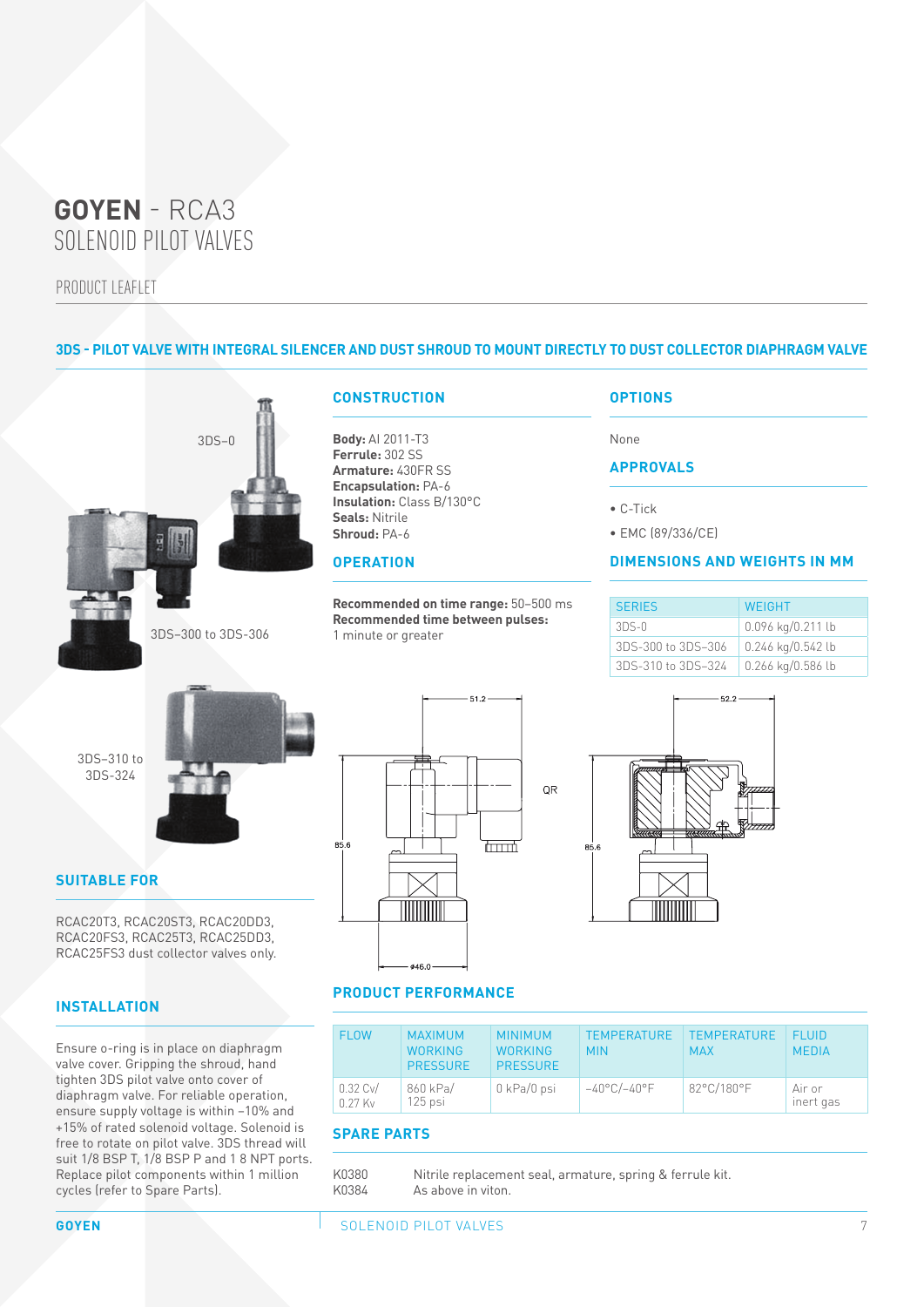# GOYEN - RCA3
SOLENOID PILOT VALVES

PRODUCT LEAFLET

## 3DS - PILOT VALVE WITH INTEGRAL SILENCER AND DUST SHROUD TO MOUNT DIRECTLY TO DUST COLLECTOR DIAPHRAGM VALVE

3DS–0

3DS–300 to 3DS-306

3DS–310 to 3DS-324

### CONSTRUCTION

**Body:** Al 2011-T3
**Ferrule:** 302 SS
**Armature:** 430FR SS
**Encapsulation:** PA-6
**Insulation:** Class B/130°C
**Seals:** Nitrile
**Shroud:** PA-6

### OPERATION

**Recommended on time range:** 50–500 ms
**Recommended time between pulses:**
1 minute or greater

### OPTIONS

None

### APPROVALS

- C-Tick
- EMC (89/336/CE)

### DIMENSIONS AND WEIGHTS IN MM

| SERIES | WEIGHT |
|---|---|
| 3DS-0 | 0.096 kg/0.211 lb |
| 3DS-300 to 3DS-306 | 0.246 kg/0.542 lb |
| 3DS-310 to 3DS-324 | 0.266 kg/0.586 lb |

51.2 &nbsp; QR &nbsp; 85.6 &nbsp; ø46.0 &nbsp; 52.2 &nbsp; 85.6

### SUITABLE FOR

RCAC20T3, RCAC20ST3, RCAC20DD3, RCAC20FS3, RCAC25T3, RCAC25DD3, RCAC25FS3 dust collector valves only.

### INSTALLATION

Ensure o-ring is in place on diaphragm valve cover. Gripping the shroud, hand tighten 3DS pilot valve onto cover of diaphragm valve. For reliable operation, ensure supply voltage is within –10% and +15% of rated solenoid voltage. Solenoid is free to rotate on pilot valve. 3DS thread will suit 1/8 BSP T, 1/8 BSP P and 1 8 NPT ports. Replace pilot components within 1 million cycles (refer to Spare Parts).

### PRODUCT PERFORMANCE

| FLOW | MAXIMUM WORKING PRESSURE | MINIMUM WORKING PRESSURE | TEMPERATURE MIN | TEMPERATURE MAX | FLUID MEDIA |
|---|---|---|---|---|---|
| 0.32 Cv/ 0.27 Kv | 860 kPa/ 125 psi | 0 kPa/0 psi | –40°C/–40°F | 82°C/180°F | Air or inert gas |

### SPARE PARTS

| | |
|---|---|
| K0380 | Nitrile replacement seal, armature, spring & ferrule kit. |
| K0384 | As above in viton. |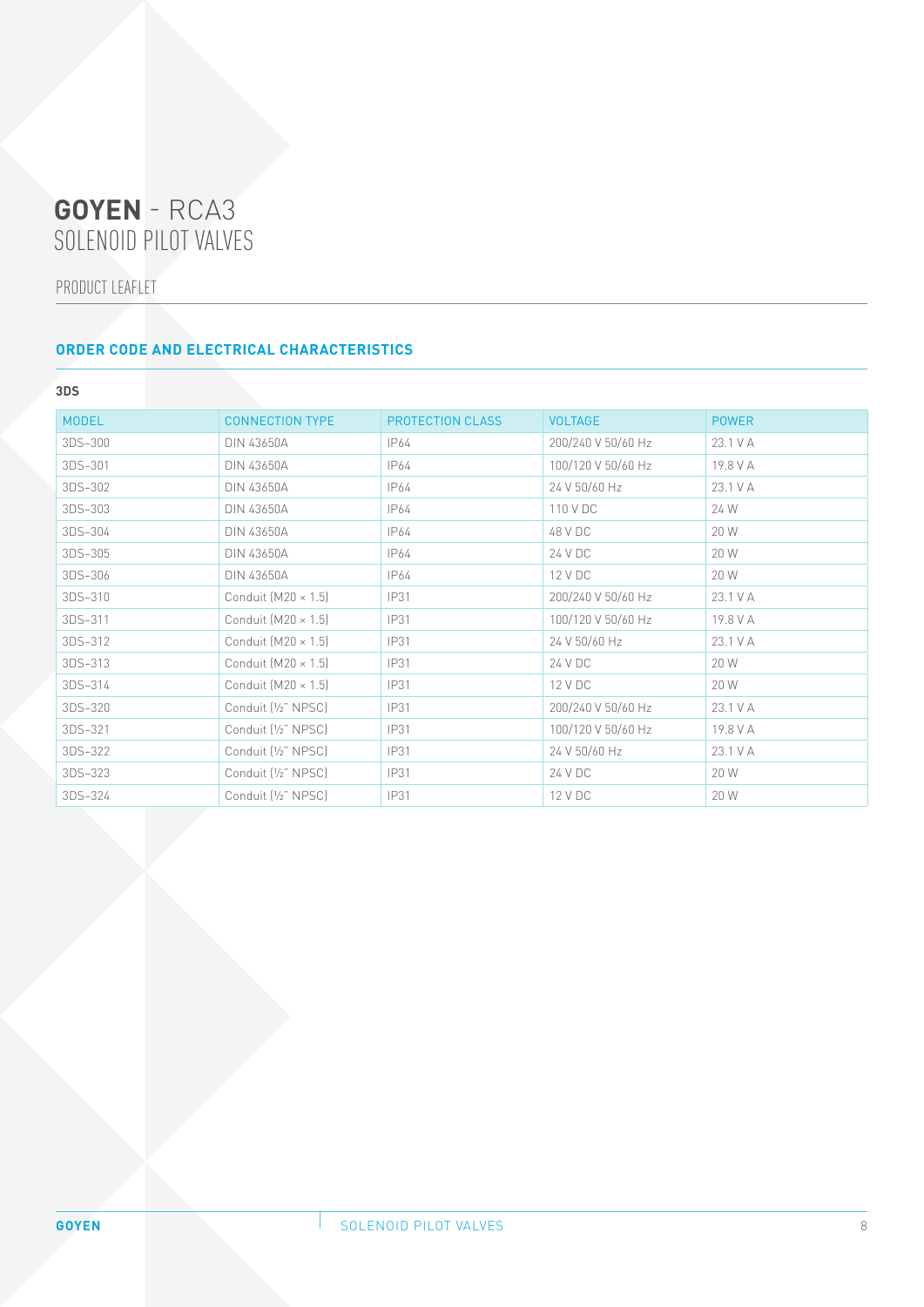# **GOYEN** - RCA3
SOLENOID PILOT VALVES

PRODUCT LEAFLET

## ORDER CODE AND ELECTRICAL CHARACTERISTICS

### 3DS

| MODEL | CONNECTION TYPE | PROTECTION CLASS | VOLTAGE | POWER |
| --- | --- | --- | --- | --- |
| 3DS–300 | DIN 43650A | IP64 | 200/240 V 50/60 Hz | 23.1 V A |
| 3DS–301 | DIN 43650A | IP64 | 100/120 V 50/60 Hz | 19.8 V A |
| 3DS–302 | DIN 43650A | IP64 | 24 V 50/60 Hz | 23.1 V A |
| 3DS–303 | DIN 43650A | IP64 | 110 V DC | 24 W |
| 3DS–304 | DIN 43650A | IP64 | 48 V DC | 20 W |
| 3DS–305 | DIN 43650A | IP64 | 24 V DC | 20 W |
| 3DS–306 | DIN 43650A | IP64 | 12 V DC | 20 W |
| 3DS–310 | Conduit (M20 × 1.5) | IP31 | 200/240 V 50/60 Hz | 23.1 V A |
| 3DS–311 | Conduit (M20 × 1.5) | IP31 | 100/120 V 50/60 Hz | 19.8 V A |
| 3DS–312 | Conduit (M20 × 1.5) | IP31 | 24 V 50/60 Hz | 23.1 V A |
| 3DS–313 | Conduit (M20 × 1.5) | IP31 | 24 V DC | 20 W |
| 3DS–314 | Conduit (M20 × 1.5) | IP31 | 12 V DC | 20 W |
| 3DS–320 | Conduit (½" NPSC) | IP31 | 200/240 V 50/60 Hz | 23.1 V A |
| 3DS–321 | Conduit (½" NPSC) | IP31 | 100/120 V 50/60 Hz | 19.8 V A |
| 3DS–322 | Conduit (½" NPSC) | IP31 | 24 V 50/60 Hz | 23.1 V A |
| 3DS–323 | Conduit (½" NPSC) | IP31 | 24 V DC | 20 W |
| 3DS–324 | Conduit (½" NPSC) | IP31 | 12 V DC | 20 W |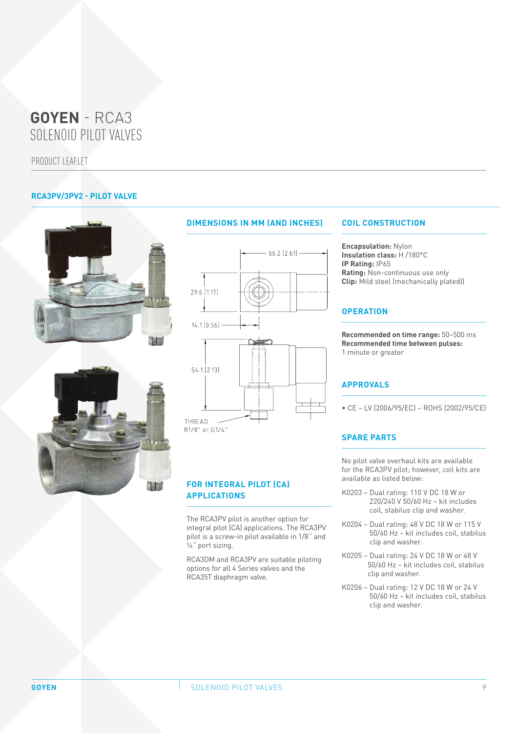# GOYEN - RCA3
SOLENOID PILOT VALVES

PRODUCT LEAFLET

## RCA3PV/3PV2 - PILOT VALVE

### DIMENSIONS IN MM (AND INCHES)

66.2 [2.61]

29.6 [1.17]

14.1 [0.56]

54.1 [2.13]

THREAD
R1/8" or G1/4"

### FOR INTEGRAL PILOT (CA) APPLICATIONS

The RCA3PV pilot is another option for integral pilot (CA) applications. The RCA3PV pilot is a screw-in pilot available in 1/8˝ and ¼˝ port sizing.

RCA3DM and RCA3PV are suitable piloting options for all 4 Series valves and the RCA35T diaphragm valve.

### COIL CONSTRUCTION

**Encapsulation:** Nylon
**Insulation class:** H /180°C
**IP Rating:** IP65
**Rating:** Non-continuous use only
**Clip:** Mild steel (mechanically plated))

### OPERATION

**Recommended on time range:** 50–500 ms
**Recommended time between pulses:**
1 minute or greater

### APPROVALS

- CE – LV (2006/95/EC) – ROHS (2002/95/CE)

### SPARE PARTS

No pilot valve overhaul kits are available for the RCA3PV pilot; however, coil kits are available as listed below:

K0203 – Dual rating: 110 V DC 18 W or 220/240 V 50/60 Hz – kit includes coil, stabilus clip and washer.

K0204 – Dual rating: 48 V DC 18 W or 115 V 50/60 Hz – kit includes coil, stabilus clip and washer.

K0205 – Dual rating: 24 V DC 18 W or 48 V 50/60 Hz – kit includes coil, stabilus clip and washer.

K0206 – Dual rating: 12 V DC 18 W or 24 V 50/60 Hz – kit includes coil, stabilus clip and washer.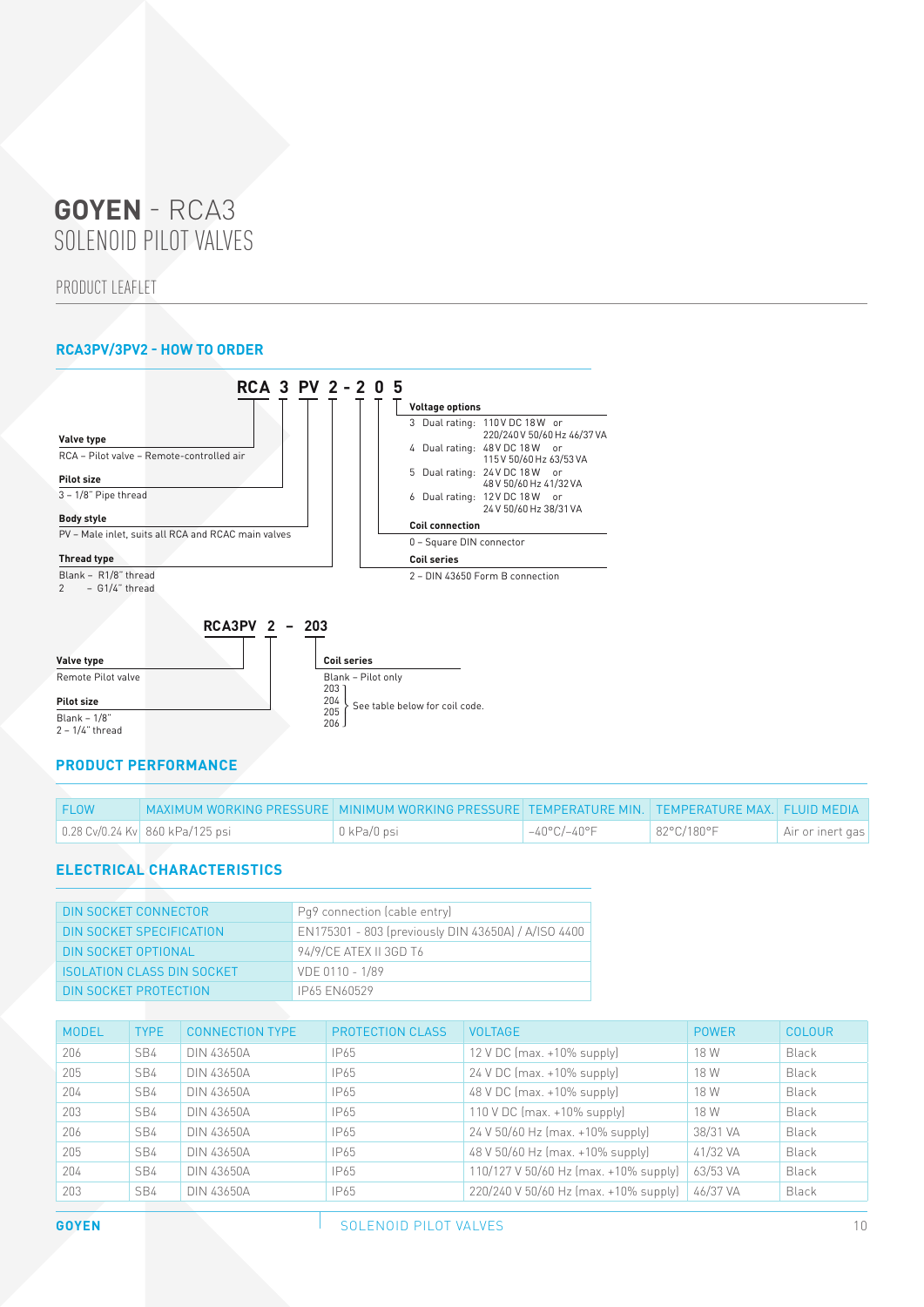# **GOYEN** - RCA3 SOLENOID PILOT VALVES

PRODUCT LEAFLET

## RCA3PV/3PV2 - HOW TO ORDER

**RCA 3 PV 2 - 2 0 5**

**Valve type**
RCA – Pilot valve – Remote-controlled air

**Pilot size**
3 – 1/8" Pipe thread

**Body style**
PV – Male inlet, suits all RCA and RCAC main valves

**Thread type**
Blank – R1/8" thread
2 – G1/4" thread

**Voltage options**
3 Dual rating: 110 V DC 18 W or 220/240 V 50/60 Hz 46/37 VA
4 Dual rating: 48 V DC 18 W or 115 V 50/60 Hz 63/53 VA
5 Dual rating: 24 V DC 18 W or 48 V 50/60 Hz 41/32 VA
6 Dual rating: 12 V DC 18 W or 24 V 50/60 Hz 38/31 VA

**Coil connection**
0 – Square DIN connector

**Coil series**
2 – DIN 43650 Form B connection

**RCA3PV 2 – 203**

**Valve type**
Remote Pilot valve

**Pilot size**
Blank – 1/8"
2 – 1/4" thread

**Coil series**
Blank – Pilot only
203, 204, 205, 206 – See table below for coil code.

## PRODUCT PERFORMANCE

| FLOW | MAXIMUM WORKING PRESSURE | MINIMUM WORKING PRESSURE | TEMPERATURE MIN. | TEMPERATURE MAX. | FLUID MEDIA |
|---|---|---|---|---|---|
| 0.28 Cv/0.24 Kv | 860 kPa/125 psi | 0 kPa/0 psi | –40°C/–40°F | 82°C/180°F | Air or inert gas |

## ELECTRICAL CHARACTERISTICS

| | |
|---|---|
| DIN SOCKET CONNECTOR | Pg9 connection (cable entry) |
| DIN SOCKET SPECIFICATION | EN175301 - 803 (previously DIN 43650A) / A/ISO 4400 |
| DIN SOCKET OPTIONAL | 94/9/CE ATEX II 3GD T6 |
| ISOLATION CLASS DIN SOCKET | VDE 0110 - 1/89 |
| DIN SOCKET PROTECTION | IP65 EN60529 |

| MODEL | TYPE | CONNECTION TYPE | PROTECTION CLASS | VOLTAGE | POWER | COLOUR |
|---|---|---|---|---|---|---|
| 206 | SB4 | DIN 43650A | IP65 | 12 V DC (max. +10% supply) | 18 W | Black |
| 205 | SB4 | DIN 43650A | IP65 | 24 V DC (max. +10% supply) | 18 W | Black |
| 204 | SB4 | DIN 43650A | IP65 | 48 V DC (max. +10% supply) | 18 W | Black |
| 203 | SB4 | DIN 43650A | IP65 | 110 V DC (max. +10% supply) | 18 W | Black |
| 206 | SB4 | DIN 43650A | IP65 | 24 V 50/60 Hz (max. +10% supply) | 38/31 VA | Black |
| 205 | SB4 | DIN 43650A | IP65 | 48 V 50/60 Hz (max. +10% supply) | 41/32 VA | Black |
| 204 | SB4 | DIN 43650A | IP65 | 110/127 V 50/60 Hz (max. +10% supply) | 63/53 VA | Black |
| 203 | SB4 | DIN 43650A | IP65 | 220/240 V 50/60 Hz (max. +10% supply) | 46/37 VA | Black |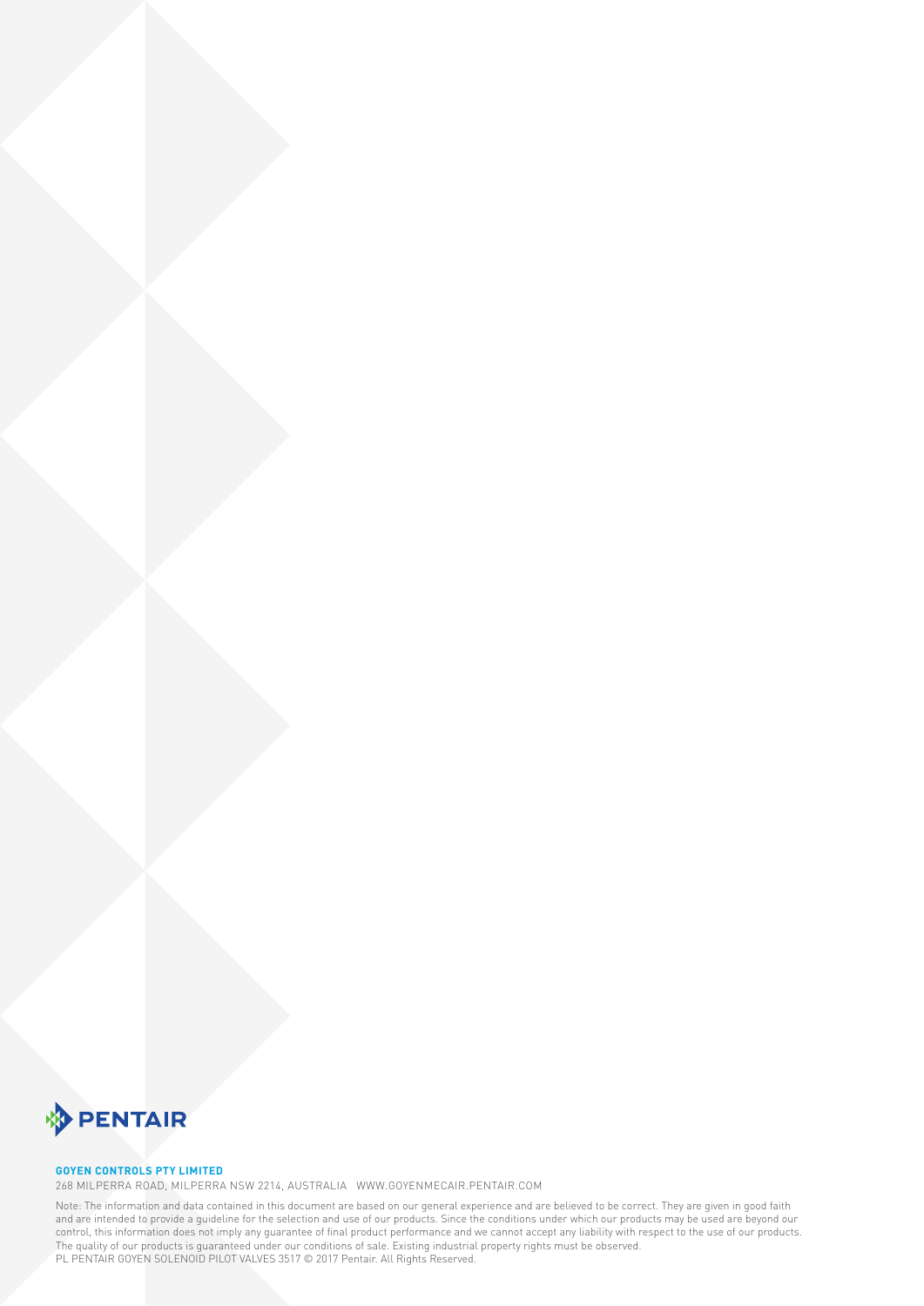PENTAIR

**GOYEN CONTROLS PTY LIMITED**

268 MILPERRA ROAD, MILPERRA NSW 2214, AUSTRALIA   WWW.GOYENMECAIR.PENTAIR.COM

Note: The information and data contained in this document are based on our general experience and are believed to be correct. They are given in good faith and are intended to provide a guideline for the selection and use of our products. Since the conditions under which our products may be used are beyond our control, this information does not imply any guarantee of final product performance and we cannot accept any liability with respect to the use of our products. The quality of our products is guaranteed under our conditions of sale. Existing industrial property rights must be observed.
PL PENTAIR GOYEN SOLENOID PILOT VALVES 3517 © 2017 Pentair. All Rights Reserved.